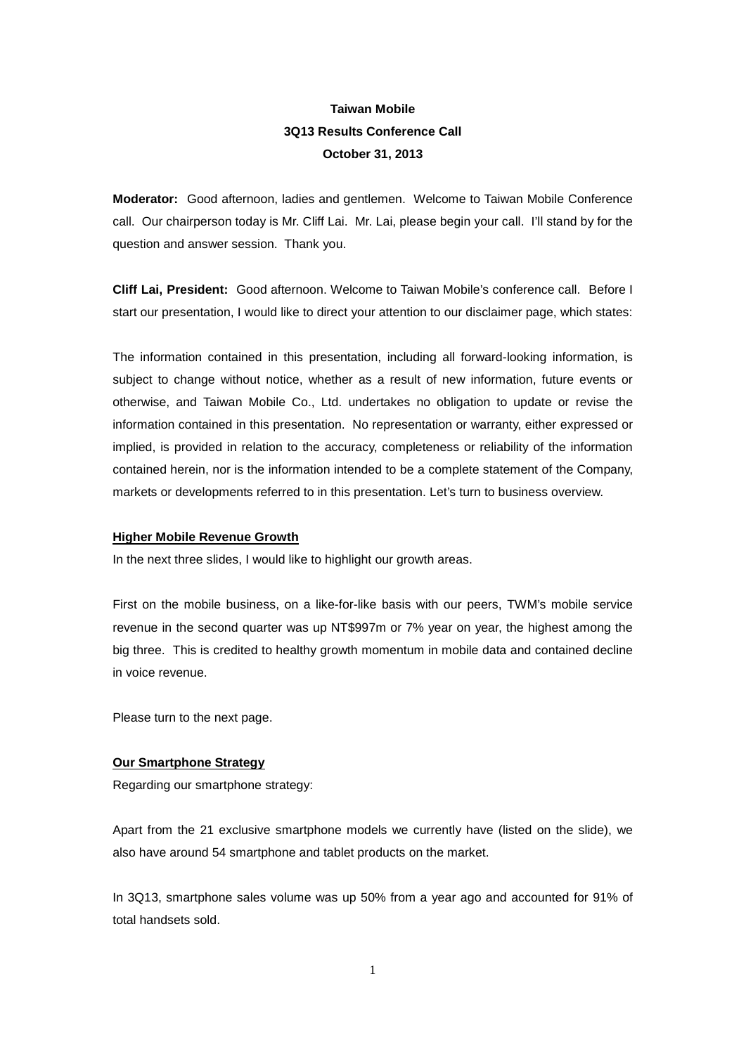**Taiwan Mobile**

**3Q13 Results Conference Call**

**October 31, 2013**

**Moderator:** Good afternoon, ladies and gentlemen. Welcome to Taiwan Mobile Conference call. Our chairperson today is Mr. Cliff Lai. Mr. Lai, please begin your call. I'll stand by for the question and answer session. Thank you.

**Cliff Lai, President:** Good afternoon. Welcome to Taiwan Mobile's conference call. Before I start our presentation, I would like to direct your attention to our disclaimer page, which states:

The information contained in this presentation, including all forward-looking information, is subject to change without notice, whether as a result of new information, future events or otherwise, and Taiwan Mobile Co., Ltd. undertakes no obligation to update or revise the information contained in this presentation. No representation or warranty, either expressed or implied, is provided in relation to the accuracy, completeness or reliability of the information contained herein, nor is the information intended to be a complete statement of the Company, markets or developments referred to in this presentation. Let's turn to business overview.

**Higher Mobile Revenue Growth**

In the next three slides, I would like to highlight our growth areas.

First on the mobile business, on a like-for-like basis with our peers, TWM's mobile service revenue in the second quarter was up NT$997m or 7% year on year, the highest among the big three. This is credited to healthy growth momentum in mobile data and contained decline in voice revenue.

Please turn to the next page.

**Our Smartphone Strategy**

Regarding our smartphone strategy:

Apart from the 21 exclusive smartphone models we currently have (listed on the slide), we also have around 54 smartphone and tablet products on the market.

In 3Q13, smartphone sales volume was up 50% from a year ago and accounted for 91% of total handsets sold.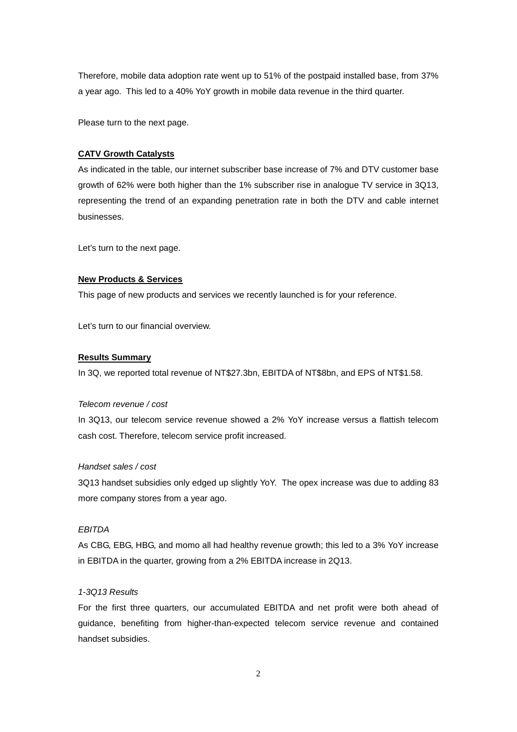Therefore, mobile data adoption rate went up to 51% of the postpaid installed base, from 37% a year ago. This led to a 40% YoY growth in mobile data revenue in the third quarter.

Please turn to the next page.

**CATV Growth Catalysts**

As indicated in the table, our internet subscriber base increase of 7% and DTV customer base growth of 62% were both higher than the 1% subscriber rise in analogue TV service in 3Q13, representing the trend of an expanding penetration rate in both the DTV and cable internet businesses.

Let's turn to the next page.

**New Products & Services**

This page of new products and services we recently launched is for your reference.

Let's turn to our financial overview.

**Results Summary**

In 3Q, we reported total revenue of NT$27.3bn, EBITDA of NT$8bn, and EPS of NT$1.58.

*Telecom revenue / cost*

In 3Q13, our telecom service revenue showed a 2% YoY increase versus a flattish telecom cash cost. Therefore, telecom service profit increased.

*Handset sales / cost*

3Q13 handset subsidies only edged up slightly YoY. The opex increase was due to adding 83 more company stores from a year ago.

*EBITDA*

As CBG, EBG, HBG, and momo all had healthy revenue growth; this led to a 3% YoY increase in EBITDA in the quarter, growing from a 2% EBITDA increase in 2Q13.

*1-3Q13 Results*

For the first three quarters, our accumulated EBITDA and net profit were both ahead of guidance, benefiting from higher-than-expected telecom service revenue and contained handset subsidies.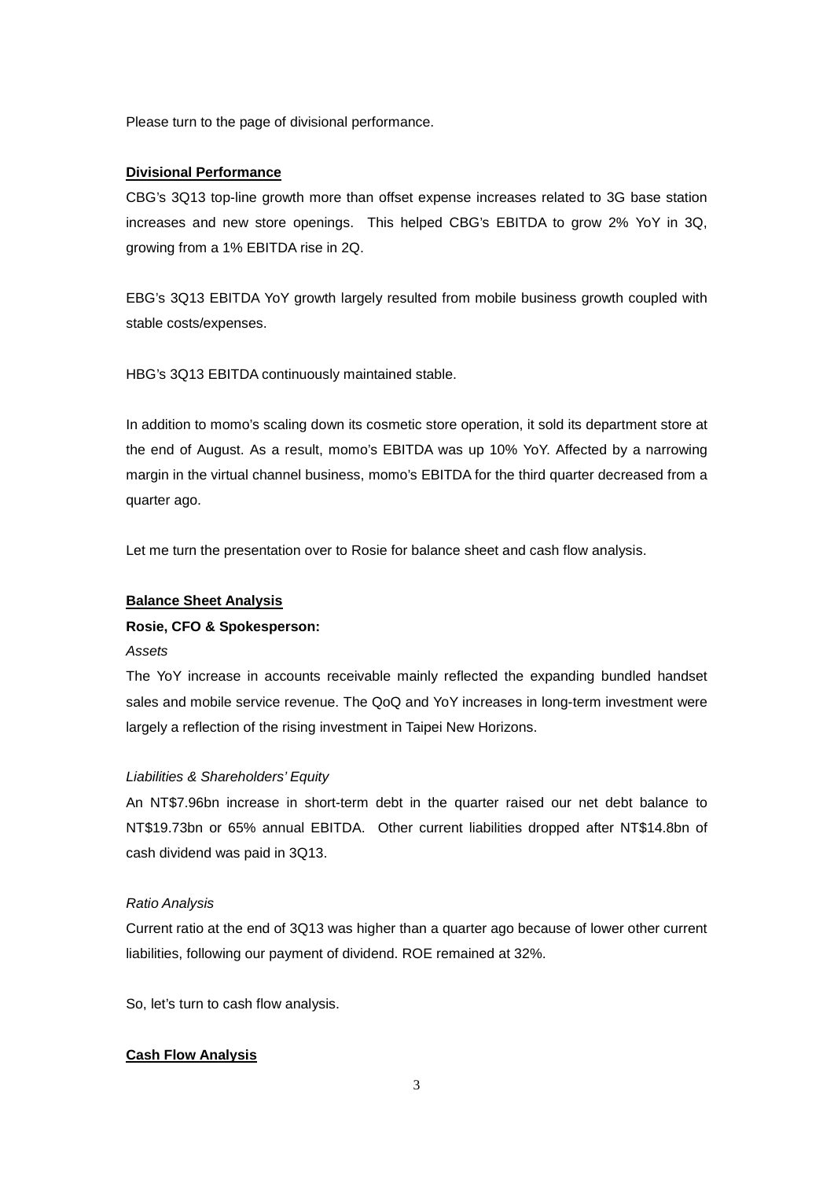Please turn to the page of divisional performance.

**Divisional Performance**

CBG's 3Q13 top-line growth more than offset expense increases related to 3G base station increases and new store openings. This helped CBG's EBITDA to grow 2% YoY in 3Q, growing from a 1% EBITDA rise in 2Q.

EBG's 3Q13 EBITDA YoY growth largely resulted from mobile business growth coupled with stable costs/expenses.

HBG's 3Q13 EBITDA continuously maintained stable.

In addition to momo's scaling down its cosmetic store operation, it sold its department store at the end of August. As a result, momo's EBITDA was up 10% YoY. Affected by a narrowing margin in the virtual channel business, momo's EBITDA for the third quarter decreased from a quarter ago.

Let me turn the presentation over to Rosie for balance sheet and cash flow analysis.

**Balance Sheet Analysis**

**Rosie, CFO & Spokesperson:**

*Assets*

The YoY increase in accounts receivable mainly reflected the expanding bundled handset sales and mobile service revenue. The QoQ and YoY increases in long-term investment were largely a reflection of the rising investment in Taipei New Horizons.

*Liabilities & Shareholders' Equity*

An NT$7.96bn increase in short-term debt in the quarter raised our net debt balance to NT$19.73bn or 65% annual EBITDA. Other current liabilities dropped after NT$14.8bn of cash dividend was paid in 3Q13.

*Ratio Analysis*

Current ratio at the end of 3Q13 was higher than a quarter ago because of lower other current liabilities, following our payment of dividend. ROE remained at 32%.

So, let's turn to cash flow analysis.

**Cash Flow Analysis**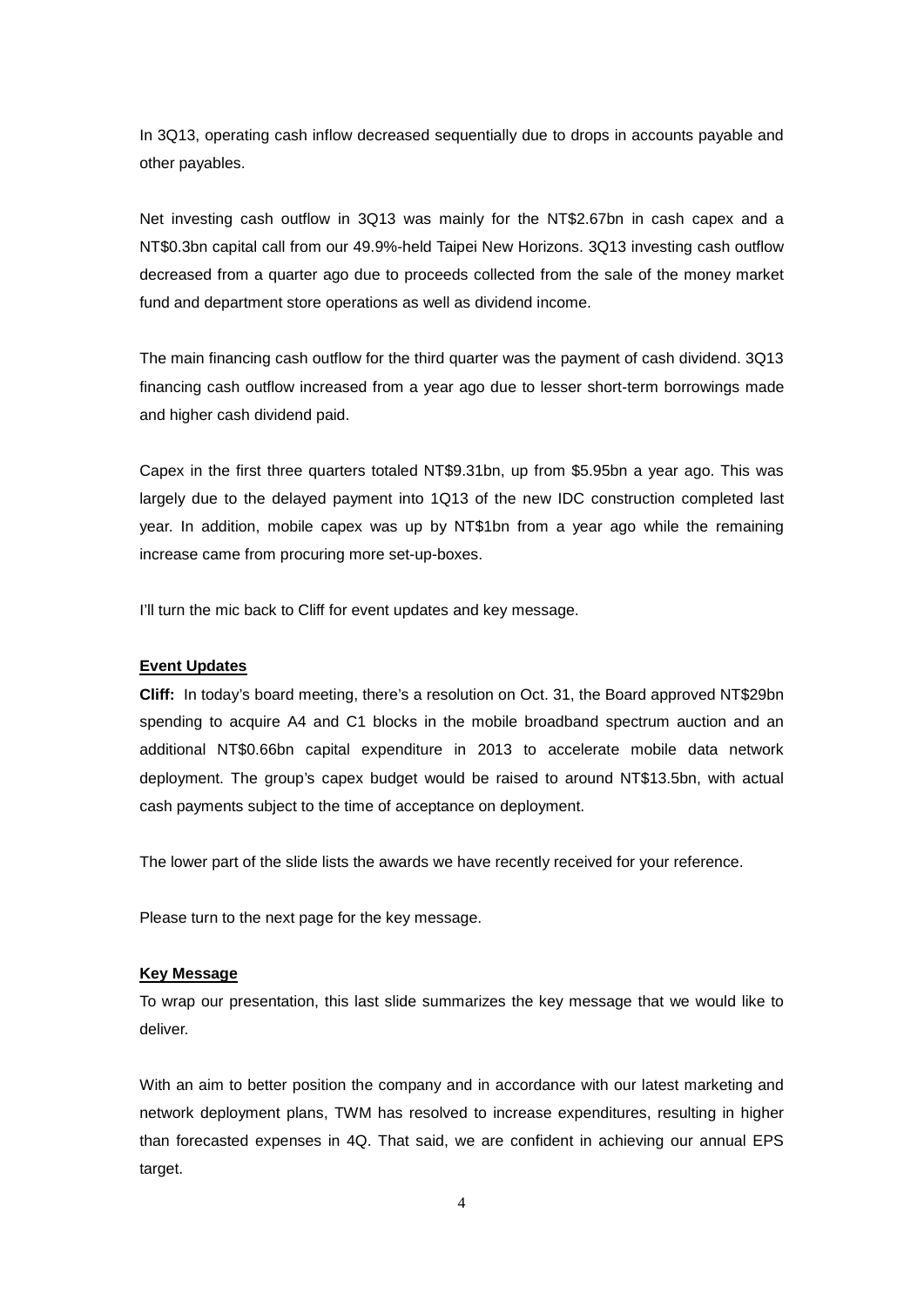In 3Q13, operating cash inflow decreased sequentially due to drops in accounts payable and other payables.

Net investing cash outflow in 3Q13 was mainly for the NT$2.67bn in cash capex and a NT$0.3bn capital call from our 49.9%-held Taipei New Horizons. 3Q13 investing cash outflow decreased from a quarter ago due to proceeds collected from the sale of the money market fund and department store operations as well as dividend income.

The main financing cash outflow for the third quarter was the payment of cash dividend. 3Q13 financing cash outflow increased from a year ago due to lesser short-term borrowings made and higher cash dividend paid.

Capex in the first three quarters totaled NT$9.31bn, up from $5.95bn a year ago. This was largely due to the delayed payment into 1Q13 of the new IDC construction completed last year. In addition, mobile capex was up by NT$1bn from a year ago while the remaining increase came from procuring more set-up-boxes.

I'll turn the mic back to Cliff for event updates and key message.

**Event Updates**

**Cliff:** In today's board meeting, there's a resolution on Oct. 31, the Board approved NT$29bn spending to acquire A4 and C1 blocks in the mobile broadband spectrum auction and an additional NT$0.66bn capital expenditure in 2013 to accelerate mobile data network deployment. The group's capex budget would be raised to around NT$13.5bn, with actual cash payments subject to the time of acceptance on deployment.

The lower part of the slide lists the awards we have recently received for your reference.

Please turn to the next page for the key message.

**Key Message**

To wrap our presentation, this last slide summarizes the key message that we would like to deliver.

With an aim to better position the company and in accordance with our latest marketing and network deployment plans, TWM has resolved to increase expenditures, resulting in higher than forecasted expenses in 4Q. That said, we are confident in achieving our annual EPS target.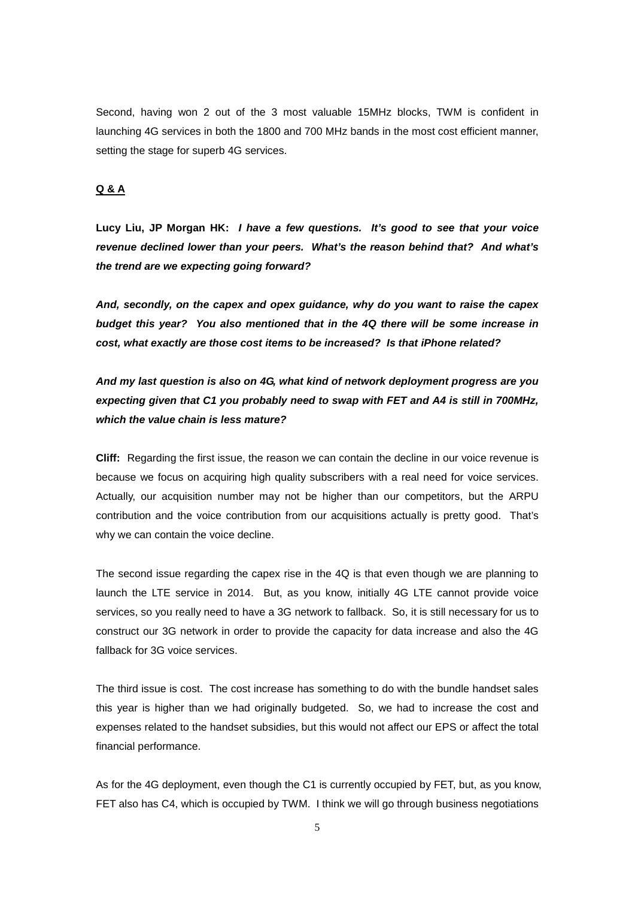Second, having won 2 out of the 3 most valuable 15MHz blocks, TWM is confident in launching 4G services in both the 1800 and 700 MHz bands in the most cost efficient manner, setting the stage for superb 4G services.

**Q & A**

**Lucy Liu, JP Morgan HK:** ***I have a few questions. It's good to see that your voice revenue declined lower than your peers. What's the reason behind that? And what's the trend are we expecting going forward?***

***And, secondly, on the capex and opex guidance, why do you want to raise the capex budget this year? You also mentioned that in the 4Q there will be some increase in cost, what exactly are those cost items to be increased? Is that iPhone related?***

***And my last question is also on 4G, what kind of network deployment progress are you expecting given that C1 you probably need to swap with FET and A4 is still in 700MHz, which the value chain is less mature?***

**Cliff:** Regarding the first issue, the reason we can contain the decline in our voice revenue is because we focus on acquiring high quality subscribers with a real need for voice services. Actually, our acquisition number may not be higher than our competitors, but the ARPU contribution and the voice contribution from our acquisitions actually is pretty good. That's why we can contain the voice decline.

The second issue regarding the capex rise in the 4Q is that even though we are planning to launch the LTE service in 2014. But, as you know, initially 4G LTE cannot provide voice services, so you really need to have a 3G network to fallback. So, it is still necessary for us to construct our 3G network in order to provide the capacity for data increase and also the 4G fallback for 3G voice services.

The third issue is cost. The cost increase has something to do with the bundle handset sales this year is higher than we had originally budgeted. So, we had to increase the cost and expenses related to the handset subsidies, but this would not affect our EPS or affect the total financial performance.

As for the 4G deployment, even though the C1 is currently occupied by FET, but, as you know, FET also has C4, which is occupied by TWM. I think we will go through business negotiations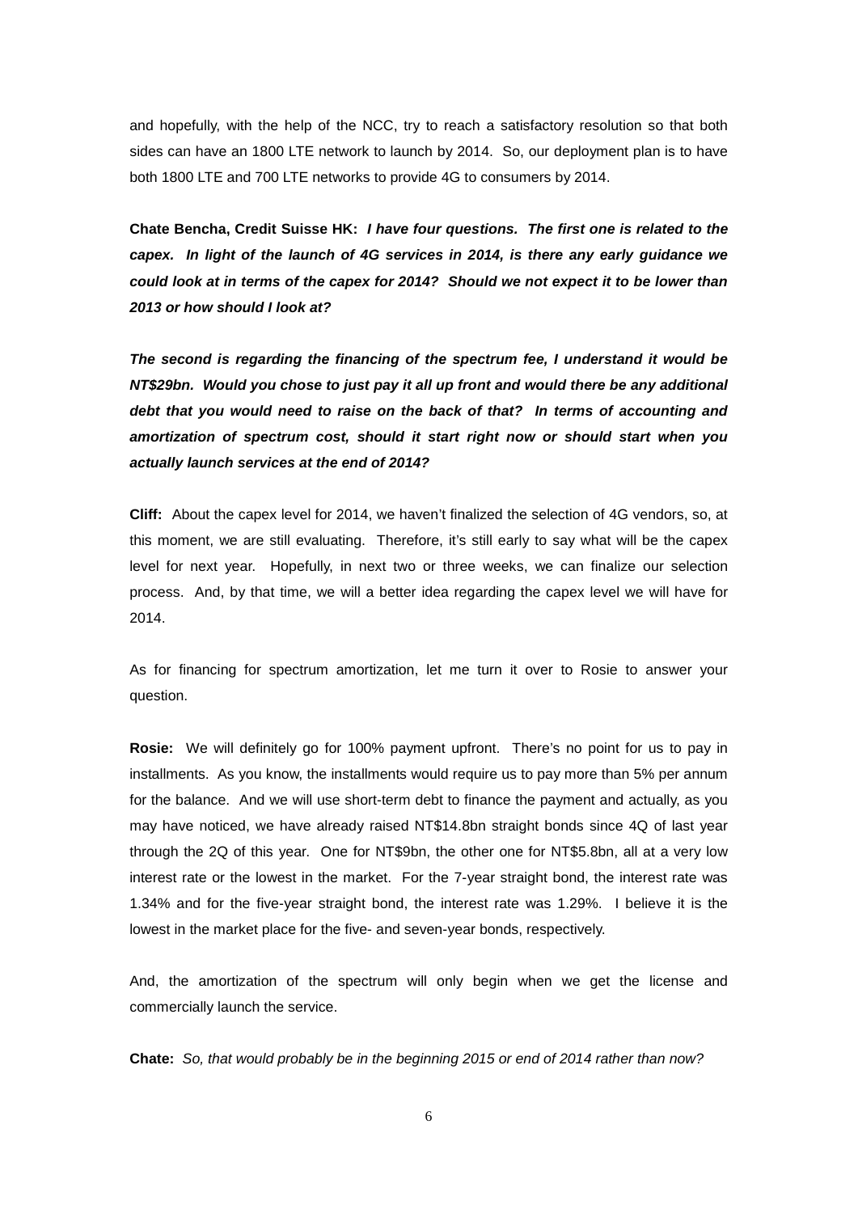and hopefully, with the help of the NCC, try to reach a satisfactory resolution so that both sides can have an 1800 LTE network to launch by 2014. So, our deployment plan is to have both 1800 LTE and 700 LTE networks to provide 4G to consumers by 2014.

**Chate Bencha, Credit Suisse HK:** ***I have four questions. The first one is related to the capex. In light of the launch of 4G services in 2014, is there any early guidance we could look at in terms of the capex for 2014? Should we not expect it to be lower than 2013 or how should I look at?***

***The second is regarding the financing of the spectrum fee, I understand it would be NT$29bn. Would you chose to just pay it all up front and would there be any additional debt that you would need to raise on the back of that? In terms of accounting and amortization of spectrum cost, should it start right now or should start when you actually launch services at the end of 2014?***

**Cliff:** About the capex level for 2014, we haven't finalized the selection of 4G vendors, so, at this moment, we are still evaluating. Therefore, it's still early to say what will be the capex level for next year. Hopefully, in next two or three weeks, we can finalize our selection process. And, by that time, we will a better idea regarding the capex level we will have for 2014.

As for financing for spectrum amortization, let me turn it over to Rosie to answer your question.

**Rosie:** We will definitely go for 100% payment upfront. There's no point for us to pay in installments. As you know, the installments would require us to pay more than 5% per annum for the balance. And we will use short-term debt to finance the payment and actually, as you may have noticed, we have already raised NT$14.8bn straight bonds since 4Q of last year through the 2Q of this year. One for NT$9bn, the other one for NT$5.8bn, all at a very low interest rate or the lowest in the market. For the 7-year straight bond, the interest rate was 1.34% and for the five-year straight bond, the interest rate was 1.29%. I believe it is the lowest in the market place for the five- and seven-year bonds, respectively.

And, the amortization of the spectrum will only begin when we get the license and commercially launch the service.

**Chate:** *So, that would probably be in the beginning 2015 or end of 2014 rather than now?*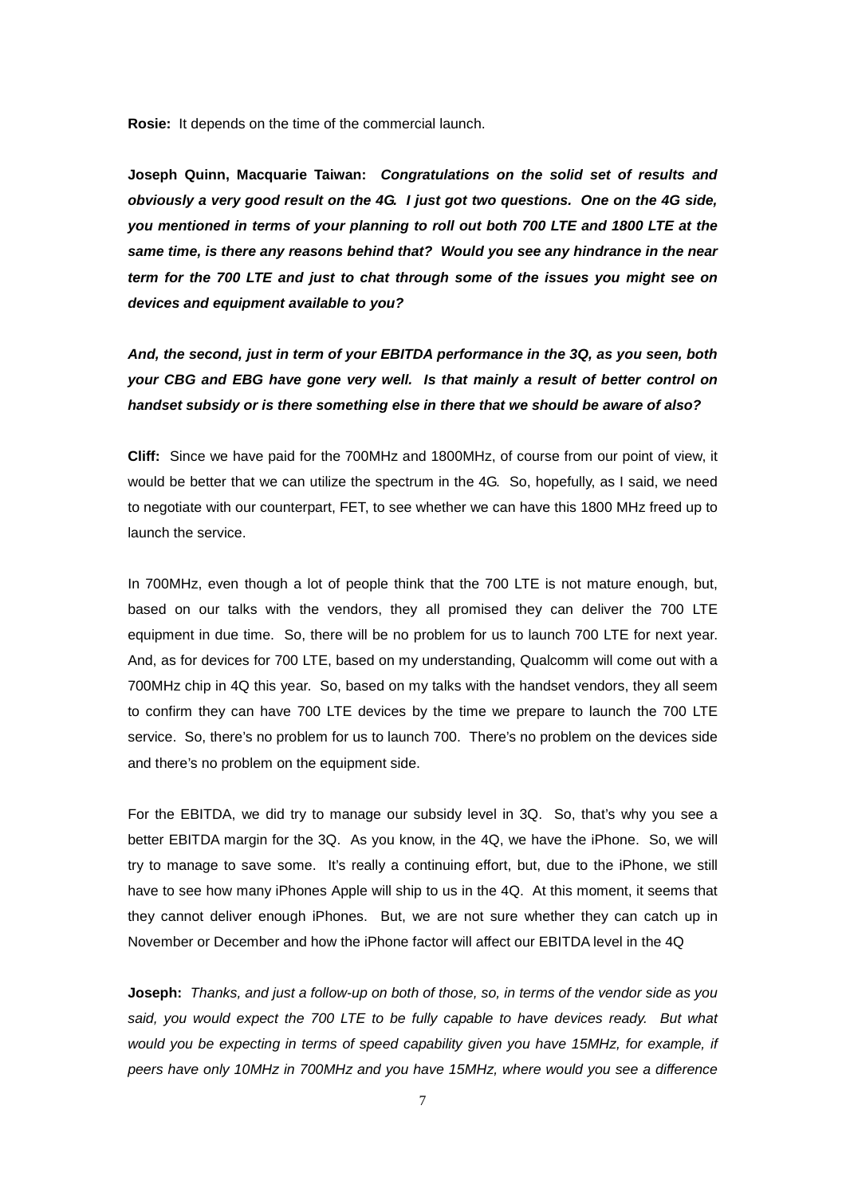**Rosie:** It depends on the time of the commercial launch.

**Joseph Quinn, Macquarie Taiwan:** ***Congratulations on the solid set of results and obviously a very good result on the 4G. I just got two questions. One on the 4G side, you mentioned in terms of your planning to roll out both 700 LTE and 1800 LTE at the same time, is there any reasons behind that? Would you see any hindrance in the near term for the 700 LTE and just to chat through some of the issues you might see on devices and equipment available to you?***

***And, the second, just in term of your EBITDA performance in the 3Q, as you seen, both your CBG and EBG have gone very well. Is that mainly a result of better control on handset subsidy or is there something else in there that we should be aware of also?***

**Cliff:** Since we have paid for the 700MHz and 1800MHz, of course from our point of view, it would be better that we can utilize the spectrum in the 4G. So, hopefully, as I said, we need to negotiate with our counterpart, FET, to see whether we can have this 1800 MHz freed up to launch the service.

In 700MHz, even though a lot of people think that the 700 LTE is not mature enough, but, based on our talks with the vendors, they all promised they can deliver the 700 LTE equipment in due time. So, there will be no problem for us to launch 700 LTE for next year. And, as for devices for 700 LTE, based on my understanding, Qualcomm will come out with a 700MHz chip in 4Q this year. So, based on my talks with the handset vendors, they all seem to confirm they can have 700 LTE devices by the time we prepare to launch the 700 LTE service. So, there's no problem for us to launch 700. There's no problem on the devices side and there's no problem on the equipment side.

For the EBITDA, we did try to manage our subsidy level in 3Q. So, that's why you see a better EBITDA margin for the 3Q. As you know, in the 4Q, we have the iPhone. So, we will try to manage to save some. It's really a continuing effort, but, due to the iPhone, we still have to see how many iPhones Apple will ship to us in the 4Q. At this moment, it seems that they cannot deliver enough iPhones. But, we are not sure whether they can catch up in November or December and how the iPhone factor will affect our EBITDA level in the 4Q

**Joseph:** *Thanks, and just a follow-up on both of those, so, in terms of the vendor side as you said, you would expect the 700 LTE to be fully capable to have devices ready. But what would you be expecting in terms of speed capability given you have 15MHz, for example, if peers have only 10MHz in 700MHz and you have 15MHz, where would you see a difference*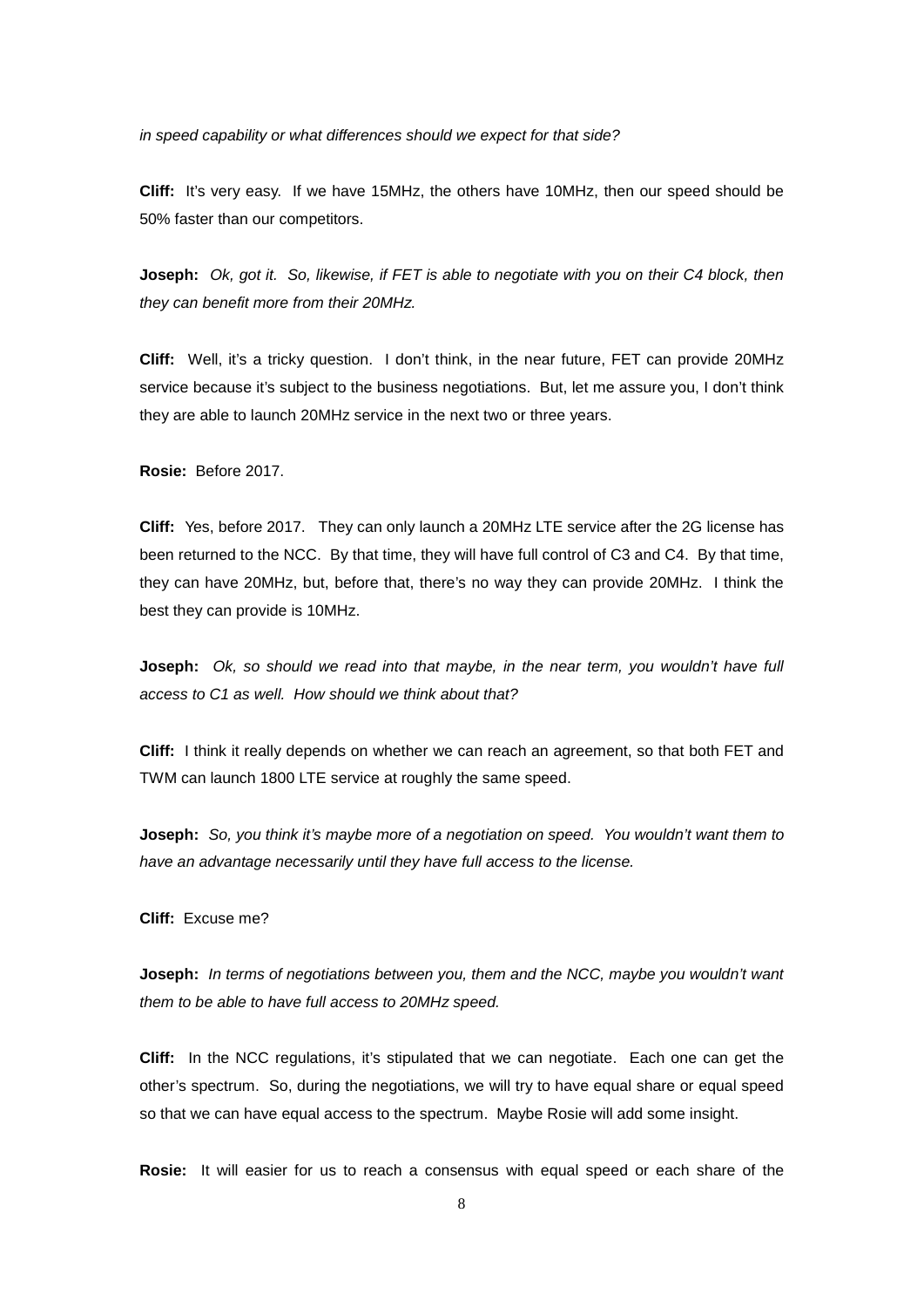*in speed capability or what differences should we expect for that side?*

**Cliff:** It's very easy. If we have 15MHz, the others have 10MHz, then our speed should be 50% faster than our competitors.

**Joseph:** *Ok, got it. So, likewise, if FET is able to negotiate with you on their C4 block, then they can benefit more from their 20MHz.*

**Cliff:** Well, it's a tricky question. I don't think, in the near future, FET can provide 20MHz service because it's subject to the business negotiations. But, let me assure you, I don't think they are able to launch 20MHz service in the next two or three years.

**Rosie:** Before 2017.

**Cliff:** Yes, before 2017. They can only launch a 20MHz LTE service after the 2G license has been returned to the NCC. By that time, they will have full control of C3 and C4. By that time, they can have 20MHz, but, before that, there's no way they can provide 20MHz. I think the best they can provide is 10MHz.

**Joseph:** *Ok, so should we read into that maybe, in the near term, you wouldn't have full access to C1 as well. How should we think about that?*

**Cliff:** I think it really depends on whether we can reach an agreement, so that both FET and TWM can launch 1800 LTE service at roughly the same speed.

**Joseph:** *So, you think it's maybe more of a negotiation on speed. You wouldn't want them to have an advantage necessarily until they have full access to the license.*

**Cliff:** Excuse me?

**Joseph:** *In terms of negotiations between you, them and the NCC, maybe you wouldn't want them to be able to have full access to 20MHz speed.*

**Cliff:** In the NCC regulations, it's stipulated that we can negotiate. Each one can get the other's spectrum. So, during the negotiations, we will try to have equal share or equal speed so that we can have equal access to the spectrum. Maybe Rosie will add some insight.

**Rosie:** It will easier for us to reach a consensus with equal speed or each share of the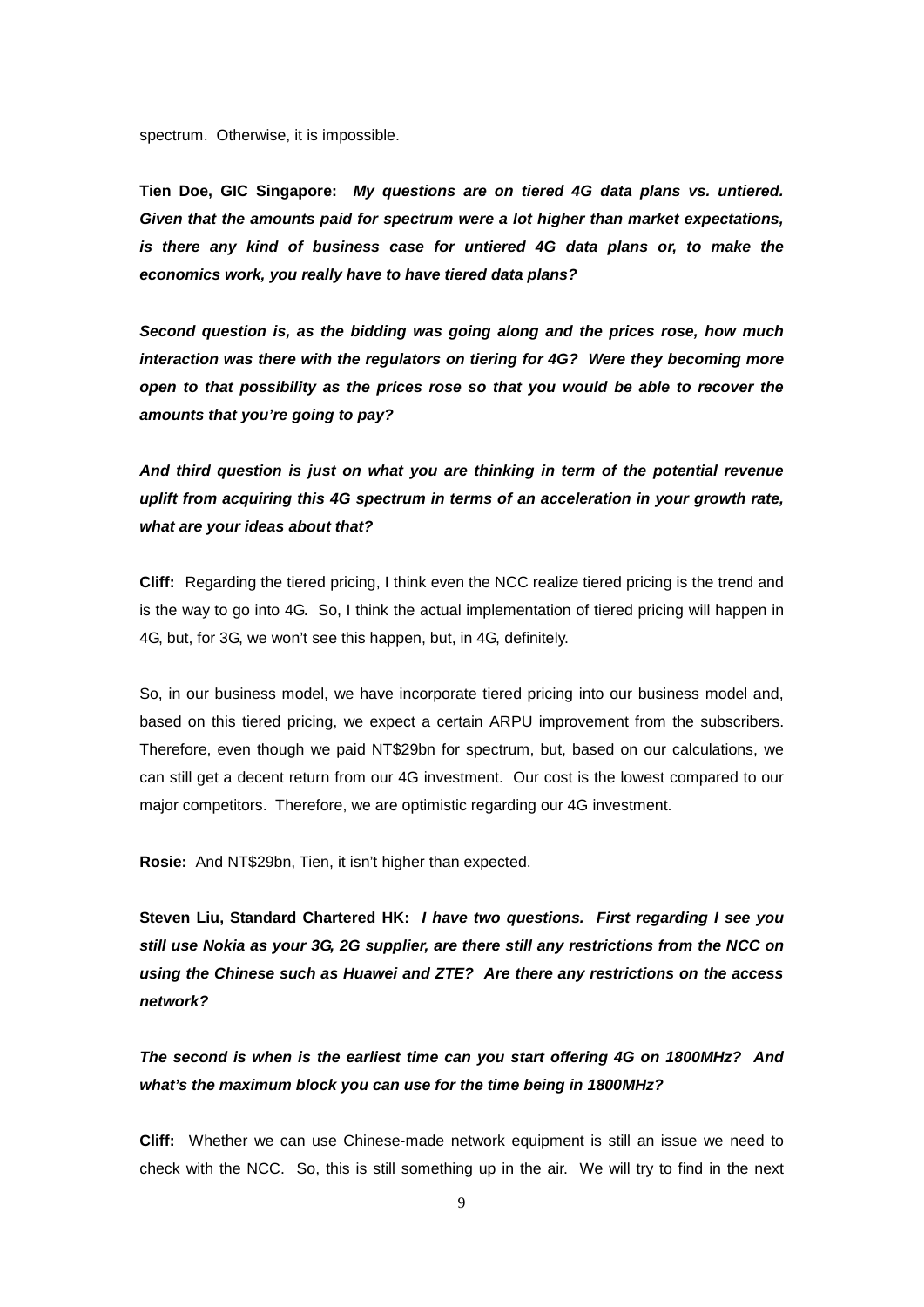spectrum. Otherwise, it is impossible.

**Tien Doe, GIC Singapore:** ***My questions are on tiered 4G data plans vs. untiered. Given that the amounts paid for spectrum were a lot higher than market expectations, is there any kind of business case for untiered 4G data plans or, to make the economics work, you really have to have tiered data plans?***

***Second question is, as the bidding was going along and the prices rose, how much interaction was there with the regulators on tiering for 4G? Were they becoming more open to that possibility as the prices rose so that you would be able to recover the amounts that you're going to pay?***

***And third question is just on what you are thinking in term of the potential revenue uplift from acquiring this 4G spectrum in terms of an acceleration in your growth rate, what are your ideas about that?***

**Cliff:** Regarding the tiered pricing, I think even the NCC realize tiered pricing is the trend and is the way to go into 4G. So, I think the actual implementation of tiered pricing will happen in 4G, but, for 3G, we won't see this happen, but, in 4G, definitely.

So, in our business model, we have incorporate tiered pricing into our business model and, based on this tiered pricing, we expect a certain ARPU improvement from the subscribers. Therefore, even though we paid NT$29bn for spectrum, but, based on our calculations, we can still get a decent return from our 4G investment. Our cost is the lowest compared to our major competitors. Therefore, we are optimistic regarding our 4G investment.

**Rosie:** And NT$29bn, Tien, it isn't higher than expected.

**Steven Liu, Standard Chartered HK:** ***I have two questions. First regarding I see you still use Nokia as your 3G, 2G supplier, are there still any restrictions from the NCC on using the Chinese such as Huawei and ZTE? Are there any restrictions on the access network?***

***The second is when is the earliest time can you start offering 4G on 1800MHz? And what's the maximum block you can use for the time being in 1800MHz?***

**Cliff:** Whether we can use Chinese-made network equipment is still an issue we need to check with the NCC. So, this is still something up in the air. We will try to find in the next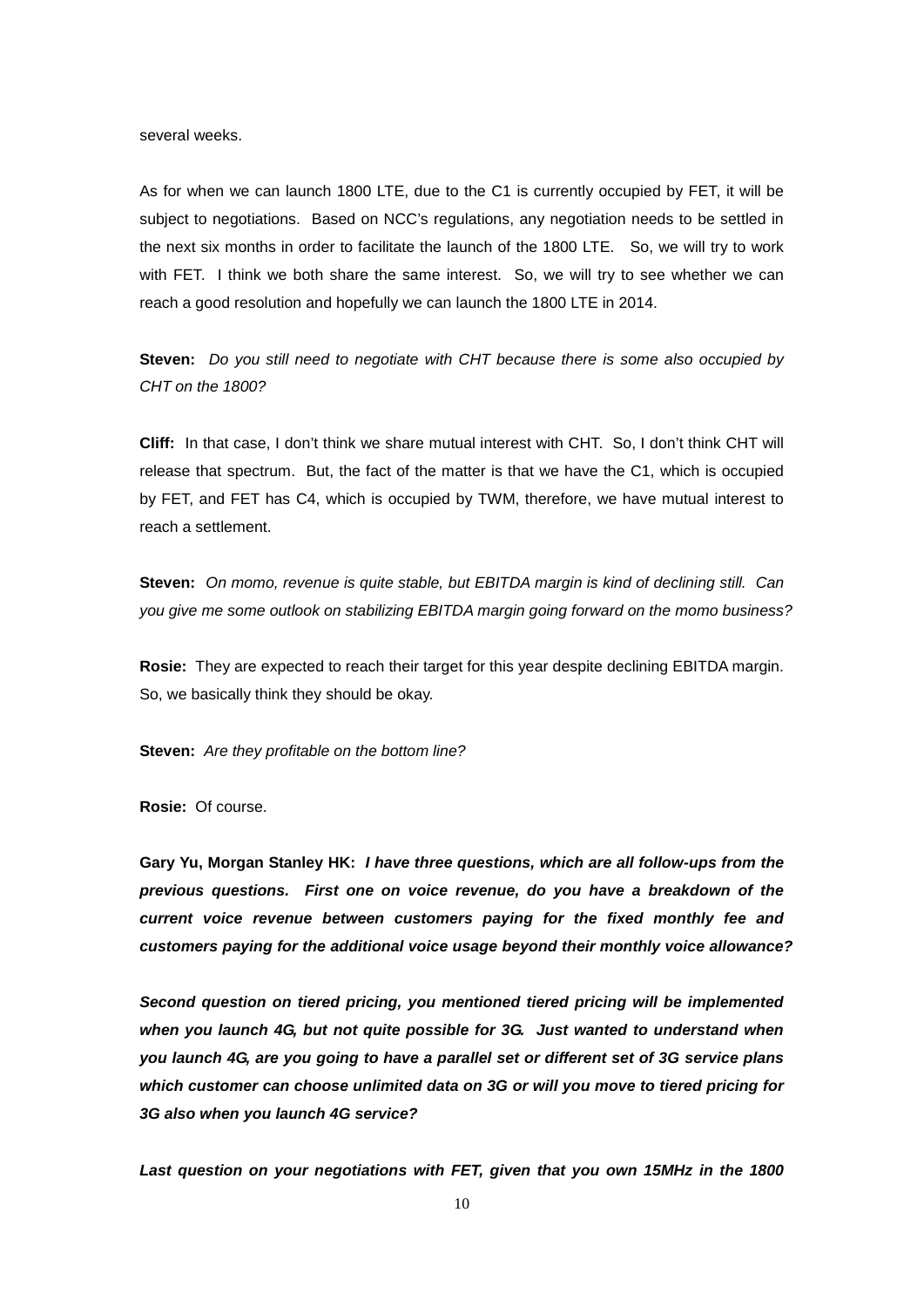several weeks.

As for when we can launch 1800 LTE, due to the C1 is currently occupied by FET, it will be subject to negotiations. Based on NCC's regulations, any negotiation needs to be settled in the next six months in order to facilitate the launch of the 1800 LTE. So, we will try to work with FET. I think we both share the same interest. So, we will try to see whether we can reach a good resolution and hopefully we can launch the 1800 LTE in 2014.

**Steven:** *Do you still need to negotiate with CHT because there is some also occupied by CHT on the 1800?*

**Cliff:** In that case, I don't think we share mutual interest with CHT. So, I don't think CHT will release that spectrum. But, the fact of the matter is that we have the C1, which is occupied by FET, and FET has C4, which is occupied by TWM, therefore, we have mutual interest to reach a settlement.

**Steven:** *On momo, revenue is quite stable, but EBITDA margin is kind of declining still. Can you give me some outlook on stabilizing EBITDA margin going forward on the momo business?*

**Rosie:** They are expected to reach their target for this year despite declining EBITDA margin. So, we basically think they should be okay.

**Steven:** *Are they profitable on the bottom line?*

**Rosie:** Of course.

**Gary Yu, Morgan Stanley HK:** ***I have three questions, which are all follow-ups from the previous questions. First one on voice revenue, do you have a breakdown of the current voice revenue between customers paying for the fixed monthly fee and customers paying for the additional voice usage beyond their monthly voice allowance?***

***Second question on tiered pricing, you mentioned tiered pricing will be implemented when you launch 4G, but not quite possible for 3G. Just wanted to understand when you launch 4G, are you going to have a parallel set or different set of 3G service plans which customer can choose unlimited data on 3G or will you move to tiered pricing for 3G also when you launch 4G service?***

***Last question on your negotiations with FET, given that you own 15MHz in the 1800***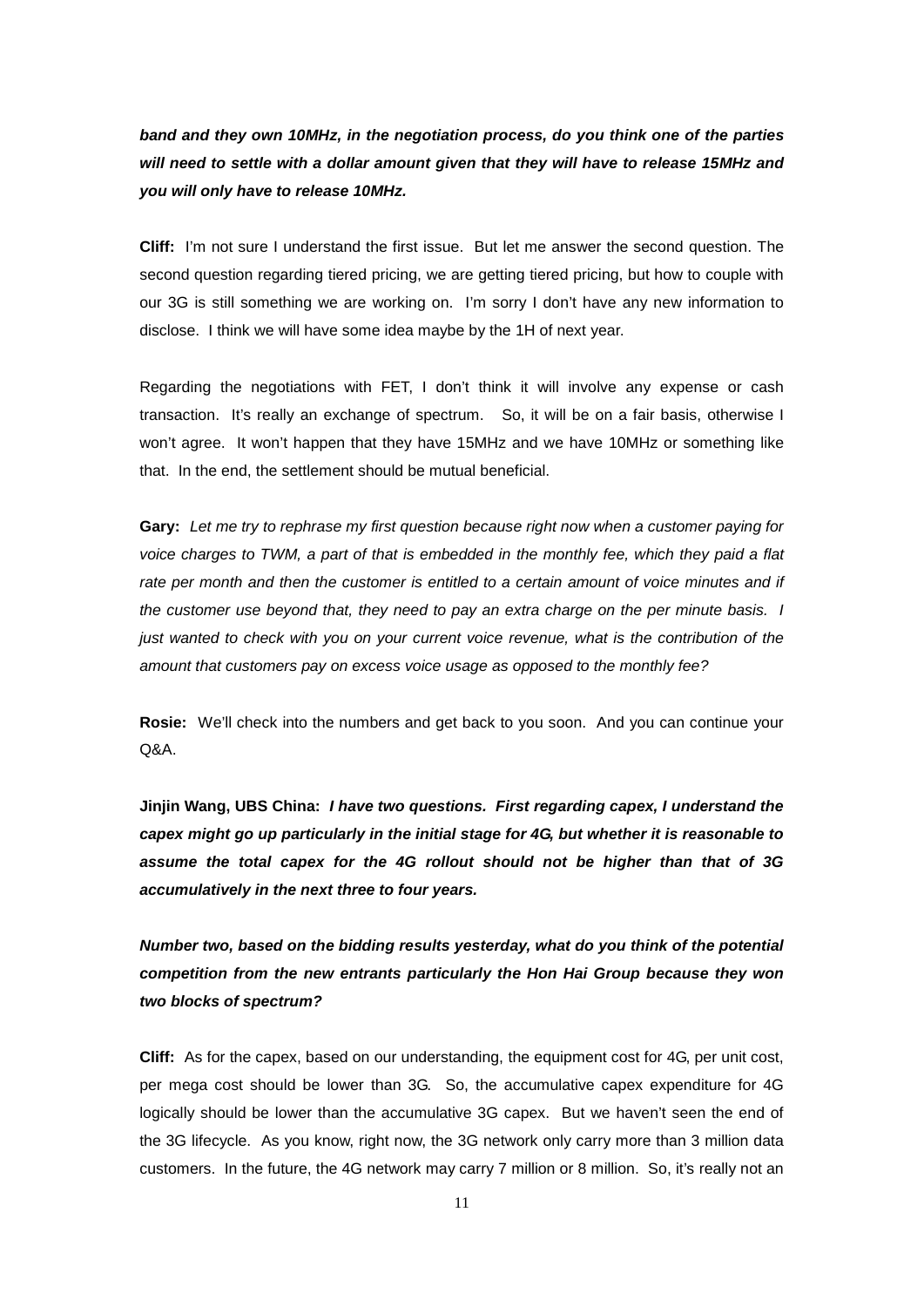***band and they own 10MHz, in the negotiation process, do you think one of the parties will need to settle with a dollar amount given that they will have to release 15MHz and you will only have to release 10MHz.***

**Cliff:** I'm not sure I understand the first issue. But let me answer the second question. The second question regarding tiered pricing, we are getting tiered pricing, but how to couple with our 3G is still something we are working on. I'm sorry I don't have any new information to disclose. I think we will have some idea maybe by the 1H of next year.

Regarding the negotiations with FET, I don't think it will involve any expense or cash transaction. It's really an exchange of spectrum. So, it will be on a fair basis, otherwise I won't agree. It won't happen that they have 15MHz and we have 10MHz or something like that. In the end, the settlement should be mutual beneficial.

**Gary:** *Let me try to rephrase my first question because right now when a customer paying for voice charges to TWM, a part of that is embedded in the monthly fee, which they paid a flat rate per month and then the customer is entitled to a certain amount of voice minutes and if the customer use beyond that, they need to pay an extra charge on the per minute basis. I just wanted to check with you on your current voice revenue, what is the contribution of the amount that customers pay on excess voice usage as opposed to the monthly fee?*

**Rosie:** We'll check into the numbers and get back to you soon. And you can continue your Q&A.

**Jinjin Wang, UBS China:** ***I have two questions. First regarding capex, I understand the capex might go up particularly in the initial stage for 4G, but whether it is reasonable to assume the total capex for the 4G rollout should not be higher than that of 3G accumulatively in the next three to four years.***

***Number two, based on the bidding results yesterday, what do you think of the potential competition from the new entrants particularly the Hon Hai Group because they won two blocks of spectrum?***

**Cliff:** As for the capex, based on our understanding, the equipment cost for 4G, per unit cost, per mega cost should be lower than 3G. So, the accumulative capex expenditure for 4G logically should be lower than the accumulative 3G capex. But we haven't seen the end of the 3G lifecycle. As you know, right now, the 3G network only carry more than 3 million data customers. In the future, the 4G network may carry 7 million or 8 million. So, it's really not an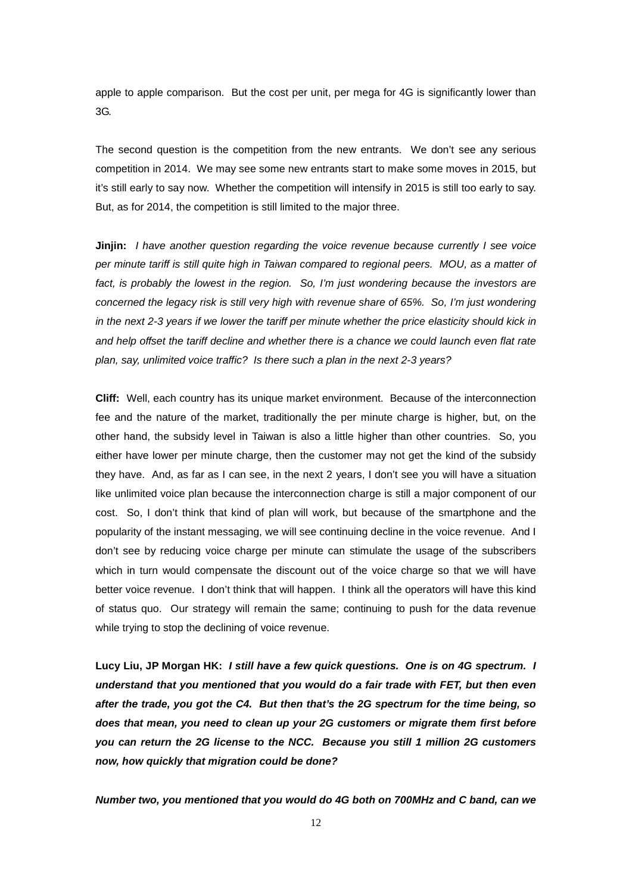apple to apple comparison. But the cost per unit, per mega for 4G is significantly lower than 3G.

The second question is the competition from the new entrants. We don't see any serious competition in 2014. We may see some new entrants start to make some moves in 2015, but it's still early to say now. Whether the competition will intensify in 2015 is still too early to say. But, as for 2014, the competition is still limited to the major three.

**Jinjin:** *I have another question regarding the voice revenue because currently I see voice per minute tariff is still quite high in Taiwan compared to regional peers. MOU, as a matter of fact, is probably the lowest in the region. So, I'm just wondering because the investors are concerned the legacy risk is still very high with revenue share of 65%. So, I'm just wondering in the next 2-3 years if we lower the tariff per minute whether the price elasticity should kick in and help offset the tariff decline and whether there is a chance we could launch even flat rate plan, say, unlimited voice traffic? Is there such a plan in the next 2-3 years?*

**Cliff:** Well, each country has its unique market environment. Because of the interconnection fee and the nature of the market, traditionally the per minute charge is higher, but, on the other hand, the subsidy level in Taiwan is also a little higher than other countries. So, you either have lower per minute charge, then the customer may not get the kind of the subsidy they have. And, as far as I can see, in the next 2 years, I don't see you will have a situation like unlimited voice plan because the interconnection charge is still a major component of our cost. So, I don't think that kind of plan will work, but because of the smartphone and the popularity of the instant messaging, we will see continuing decline in the voice revenue. And I don't see by reducing voice charge per minute can stimulate the usage of the subscribers which in turn would compensate the discount out of the voice charge so that we will have better voice revenue. I don't think that will happen. I think all the operators will have this kind of status quo. Our strategy will remain the same; continuing to push for the data revenue while trying to stop the declining of voice revenue.

**Lucy Liu, JP Morgan HK:** ***I still have a few quick questions. One is on 4G spectrum. I understand that you mentioned that you would do a fair trade with FET, but then even after the trade, you got the C4. But then that's the 2G spectrum for the time being, so does that mean, you need to clean up your 2G customers or migrate them first before you can return the 2G license to the NCC. Because you still 1 million 2G customers now, how quickly that migration could be done?***

***Number two, you mentioned that you would do 4G both on 700MHz and C band, can we***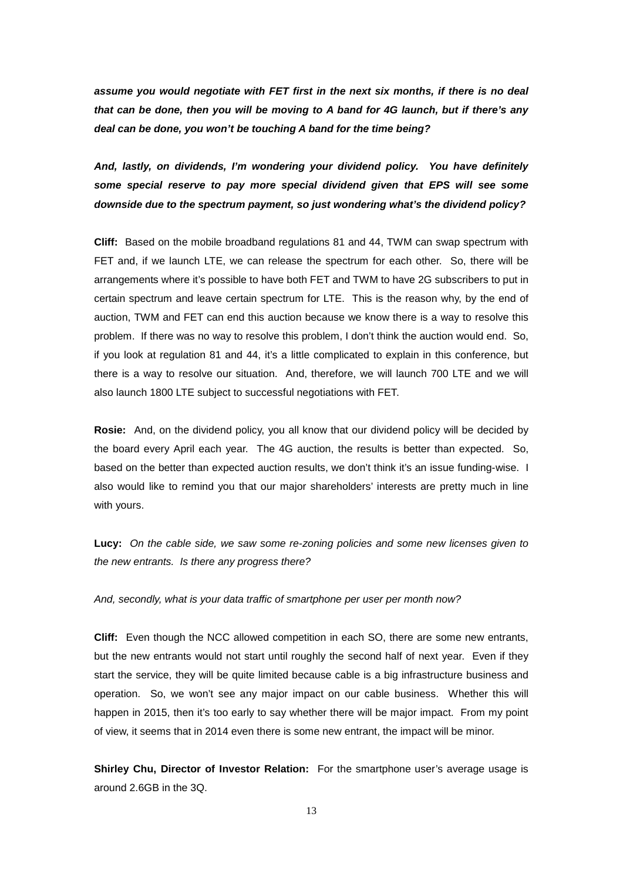***assume you would negotiate with FET first in the next six months, if there is no deal that can be done, then you will be moving to A band for 4G launch, but if there's any deal can be done, you won't be touching A band for the time being?***

***And, lastly, on dividends, I'm wondering your dividend policy. You have definitely some special reserve to pay more special dividend given that EPS will see some downside due to the spectrum payment, so just wondering what's the dividend policy?***

**Cliff:** Based on the mobile broadband regulations 81 and 44, TWM can swap spectrum with FET and, if we launch LTE, we can release the spectrum for each other. So, there will be arrangements where it's possible to have both FET and TWM to have 2G subscribers to put in certain spectrum and leave certain spectrum for LTE. This is the reason why, by the end of auction, TWM and FET can end this auction because we know there is a way to resolve this problem. If there was no way to resolve this problem, I don't think the auction would end. So, if you look at regulation 81 and 44, it's a little complicated to explain in this conference, but there is a way to resolve our situation. And, therefore, we will launch 700 LTE and we will also launch 1800 LTE subject to successful negotiations with FET.

**Rosie:** And, on the dividend policy, you all know that our dividend policy will be decided by the board every April each year. The 4G auction, the results is better than expected. So, based on the better than expected auction results, we don't think it's an issue funding-wise. I also would like to remind you that our major shareholders' interests are pretty much in line with yours.

**Lucy:** *On the cable side, we saw some re-zoning policies and some new licenses given to the new entrants. Is there any progress there?*

*And, secondly, what is your data traffic of smartphone per user per month now?*

**Cliff:** Even though the NCC allowed competition in each SO, there are some new entrants, but the new entrants would not start until roughly the second half of next year. Even if they start the service, they will be quite limited because cable is a big infrastructure business and operation. So, we won't see any major impact on our cable business. Whether this will happen in 2015, then it's too early to say whether there will be major impact. From my point of view, it seems that in 2014 even there is some new entrant, the impact will be minor.

**Shirley Chu, Director of Investor Relation:** For the smartphone user's average usage is around 2.6GB in the 3Q.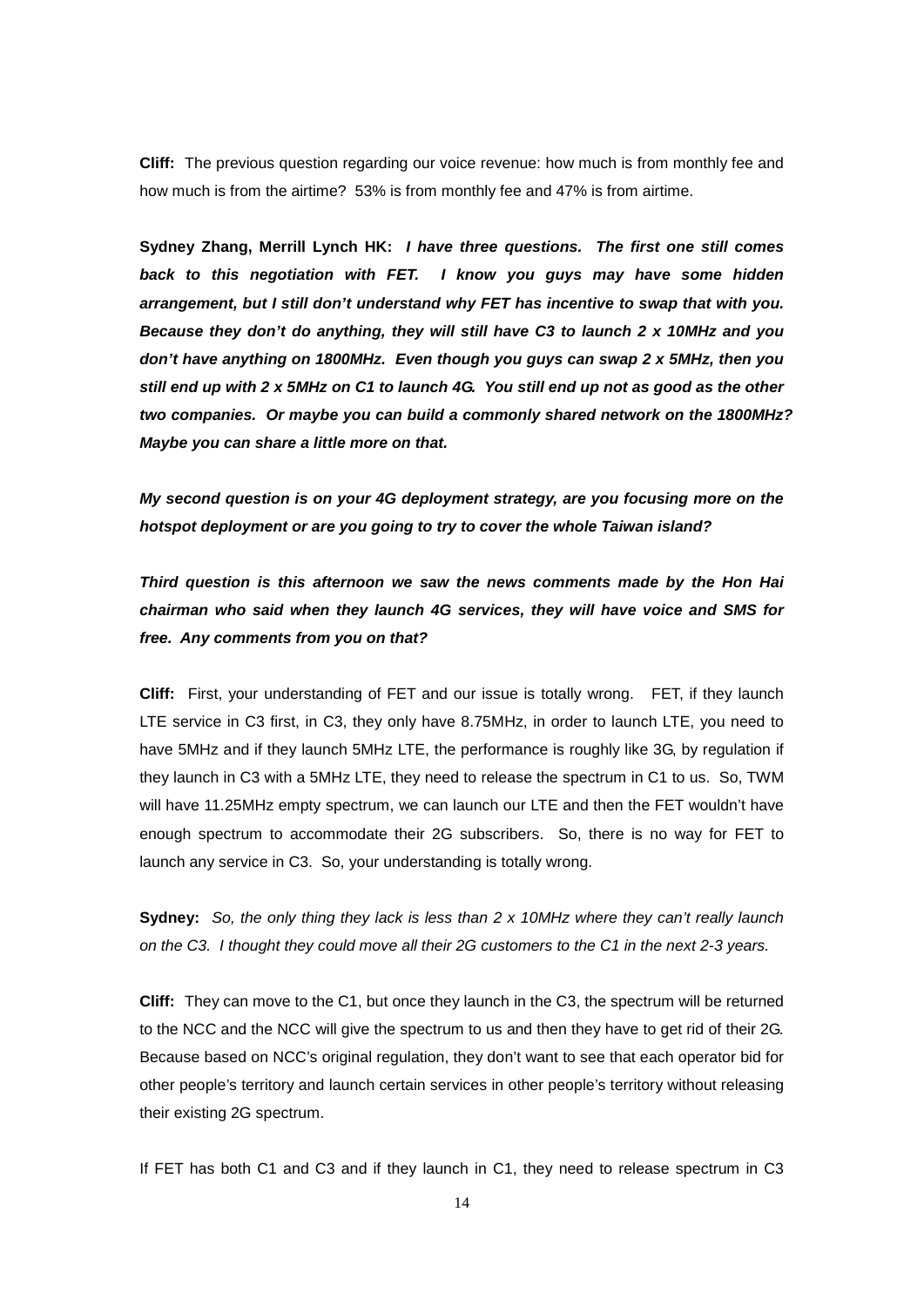**Cliff:** The previous question regarding our voice revenue: how much is from monthly fee and how much is from the airtime? 53% is from monthly fee and 47% is from airtime.

**Sydney Zhang, Merrill Lynch HK:** ***I have three questions. The first one still comes back to this negotiation with FET. I know you guys may have some hidden arrangement, but I still don't understand why FET has incentive to swap that with you. Because they don't do anything, they will still have C3 to launch 2 x 10MHz and you don't have anything on 1800MHz. Even though you guys can swap 2 x 5MHz, then you still end up with 2 x 5MHz on C1 to launch 4G. You still end up not as good as the other two companies. Or maybe you can build a commonly shared network on the 1800MHz? Maybe you can share a little more on that.***

***My second question is on your 4G deployment strategy, are you focusing more on the hotspot deployment or are you going to try to cover the whole Taiwan island?***

***Third question is this afternoon we saw the news comments made by the Hon Hai chairman who said when they launch 4G services, they will have voice and SMS for free. Any comments from you on that?***

**Cliff:** First, your understanding of FET and our issue is totally wrong. FET, if they launch LTE service in C3 first, in C3, they only have 8.75MHz, in order to launch LTE, you need to have 5MHz and if they launch 5MHz LTE, the performance is roughly like 3G, by regulation if they launch in C3 with a 5MHz LTE, they need to release the spectrum in C1 to us. So, TWM will have 11.25MHz empty spectrum, we can launch our LTE and then the FET wouldn't have enough spectrum to accommodate their 2G subscribers. So, there is no way for FET to launch any service in C3. So, your understanding is totally wrong.

**Sydney:** *So, the only thing they lack is less than 2 x 10MHz where they can't really launch on the C3. I thought they could move all their 2G customers to the C1 in the next 2-3 years.*

**Cliff:** They can move to the C1, but once they launch in the C3, the spectrum will be returned to the NCC and the NCC will give the spectrum to us and then they have to get rid of their 2G. Because based on NCC's original regulation, they don't want to see that each operator bid for other people's territory and launch certain services in other people's territory without releasing their existing 2G spectrum.

If FET has both C1 and C3 and if they launch in C1, they need to release spectrum in C3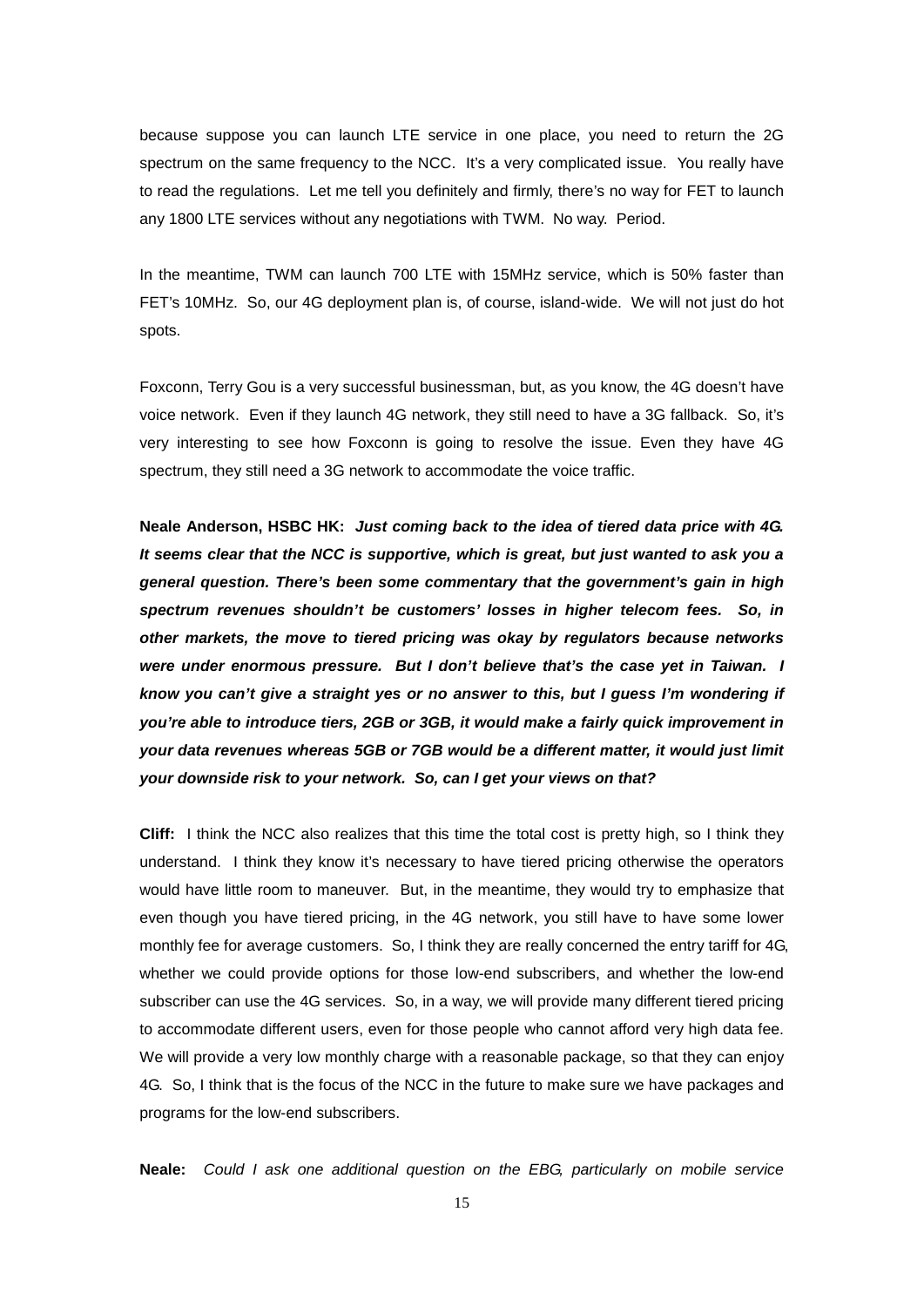because suppose you can launch LTE service in one place, you need to return the 2G spectrum on the same frequency to the NCC. It's a very complicated issue. You really have to read the regulations. Let me tell you definitely and firmly, there's no way for FET to launch any 1800 LTE services without any negotiations with TWM. No way. Period.

In the meantime, TWM can launch 700 LTE with 15MHz service, which is 50% faster than FET's 10MHz. So, our 4G deployment plan is, of course, island-wide. We will not just do hot spots.

Foxconn, Terry Gou is a very successful businessman, but, as you know, the 4G doesn't have voice network. Even if they launch 4G network, they still need to have a 3G fallback. So, it's very interesting to see how Foxconn is going to resolve the issue. Even they have 4G spectrum, they still need a 3G network to accommodate the voice traffic.

**Neale Anderson, HSBC HK:** ***Just coming back to the idea of tiered data price with 4G. It seems clear that the NCC is supportive, which is great, but just wanted to ask you a general question. There's been some commentary that the government's gain in high spectrum revenues shouldn't be customers' losses in higher telecom fees. So, in other markets, the move to tiered pricing was okay by regulators because networks were under enormous pressure. But I don't believe that's the case yet in Taiwan. I know you can't give a straight yes or no answer to this, but I guess I'm wondering if you're able to introduce tiers, 2GB or 3GB, it would make a fairly quick improvement in your data revenues whereas 5GB or 7GB would be a different matter, it would just limit your downside risk to your network. So, can I get your views on that?***

**Cliff:** I think the NCC also realizes that this time the total cost is pretty high, so I think they understand. I think they know it's necessary to have tiered pricing otherwise the operators would have little room to maneuver. But, in the meantime, they would try to emphasize that even though you have tiered pricing, in the 4G network, you still have to have some lower monthly fee for average customers. So, I think they are really concerned the entry tariff for 4G, whether we could provide options for those low-end subscribers, and whether the low-end subscriber can use the 4G services. So, in a way, we will provide many different tiered pricing to accommodate different users, even for those people who cannot afford very high data fee. We will provide a very low monthly charge with a reasonable package, so that they can enjoy 4G. So, I think that is the focus of the NCC in the future to make sure we have packages and programs for the low-end subscribers.

**Neale:** *Could I ask one additional question on the EBG, particularly on mobile service*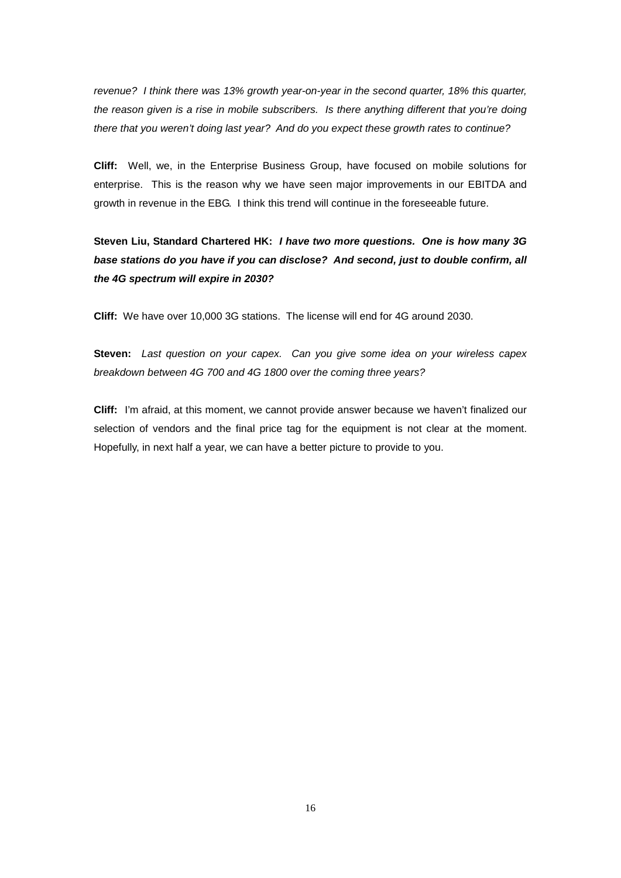*revenue? I think there was 13% growth year-on-year in the second quarter, 18% this quarter, the reason given is a rise in mobile subscribers. Is there anything different that you're doing there that you weren't doing last year? And do you expect these growth rates to continue?*

**Cliff:** Well, we, in the Enterprise Business Group, have focused on mobile solutions for enterprise. This is the reason why we have seen major improvements in our EBITDA and growth in revenue in the EBG. I think this trend will continue in the foreseeable future.

**Steven Liu, Standard Chartered HK:** ***I have two more questions. One is how many 3G base stations do you have if you can disclose? And second, just to double confirm, all the 4G spectrum will expire in 2030?***

**Cliff:** We have over 10,000 3G stations. The license will end for 4G around 2030.

**Steven:** *Last question on your capex. Can you give some idea on your wireless capex breakdown between 4G 700 and 4G 1800 over the coming three years?*

**Cliff:** I'm afraid, at this moment, we cannot provide answer because we haven't finalized our selection of vendors and the final price tag for the equipment is not clear at the moment. Hopefully, in next half a year, we can have a better picture to provide to you.